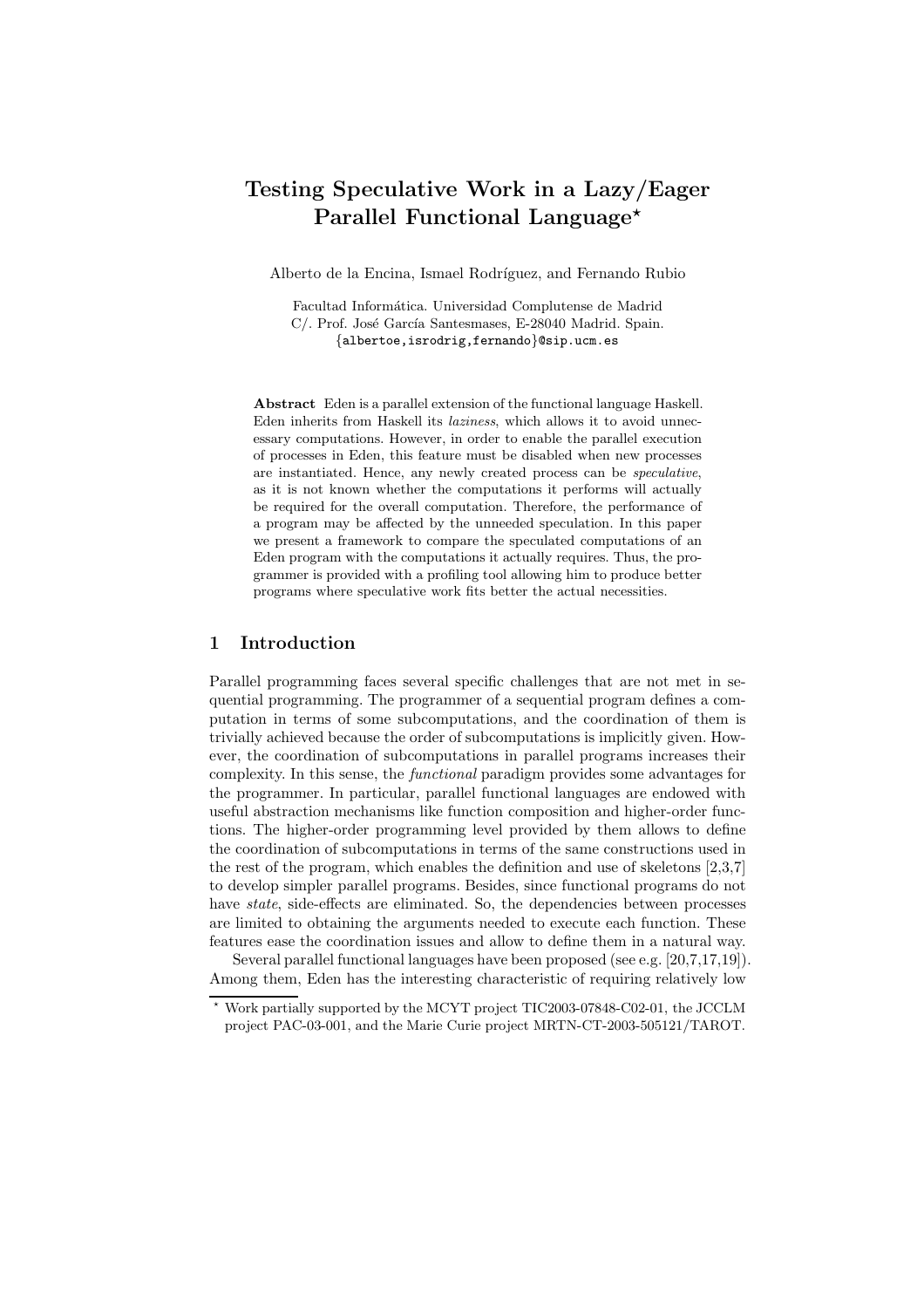# Testing Speculative Work in a Lazy/Eager Parallel Functional Language*

Alberto de la Encina, Ismael Rodríguez, and Fernando Rubio

Facultad Informática. Universidad Complutense de Madrid
C/. Prof. José García Santesmases, E-28040 Madrid. Spain.
{albertoe,isrodrig,fernando}@sip.ucm.es

**Abstract** Eden is a parallel extension of the functional language Haskell. Eden inherits from Haskell its *laziness*, which allows it to avoid unnecessary computations. However, in order to enable the parallel execution of processes in Eden, this feature must be disabled when new processes are instantiated. Hence, any newly created process can be *speculative*, as it is not known whether the computations it performs will actually be required for the overall computation. Therefore, the performance of a program may be affected by the unneeded speculation. In this paper we present a framework to compare the speculated computations of an Eden program with the computations it actually requires. Thus, the programmer is provided with a profiling tool allowing him to produce better programs where speculative work fits better the actual necessities.

## 1 Introduction

Parallel programming faces several specific challenges that are not met in sequential programming. The programmer of a sequential program defines a computation in terms of some subcomputations, and the coordination of them is trivially achieved because the order of subcomputations is implicitly given. However, the coordination of subcomputations in parallel programs increases their complexity. In this sense, the *functional* paradigm provides some advantages for the programmer. In particular, parallel functional languages are endowed with useful abstraction mechanisms like function composition and higher-order functions. The higher-order programming level provided by them allows to define the coordination of subcomputations in terms of the same constructions used in the rest of the program, which enables the definition and use of skeletons [2,3,7] to develop simpler parallel programs. Besides, since functional programs do not have *state*, side-effects are eliminated. So, the dependencies between processes are limited to obtaining the arguments needed to execute each function. These features ease the coordination issues and allow to define them in a natural way.

Several parallel functional languages have been proposed (see e.g. [20,7,17,19]). Among them, Eden has the interesting characteristic of requiring relatively low

* Work partially supported by the MCYT project TIC2003-07848-C02-01, the JCCLM project PAC-03-001, and the Marie Curie project MRTN-CT-2003-505121/TAROT.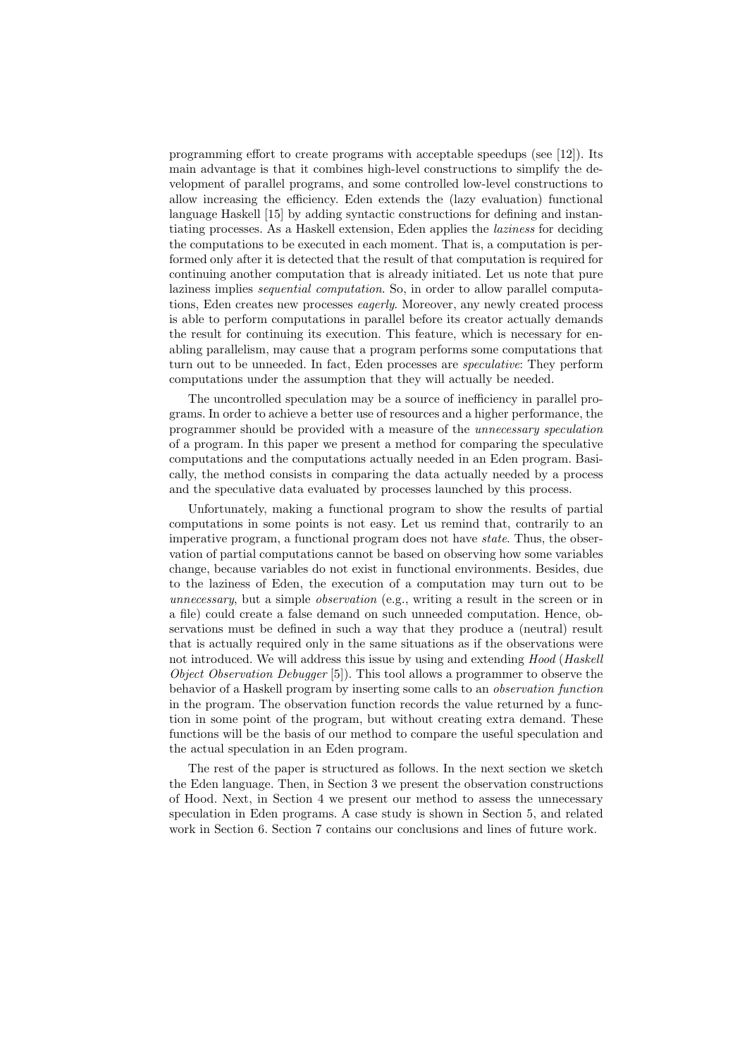programming effort to create programs with acceptable speedups (see [12]). Its main advantage is that it combines high-level constructions to simplify the development of parallel programs, and some controlled low-level constructions to allow increasing the efficiency. Eden extends the (lazy evaluation) functional language Haskell [15] by adding syntactic constructions for defining and instantiating processes. As a Haskell extension, Eden applies the *laziness* for deciding the computations to be executed in each moment. That is, a computation is performed only after it is detected that the result of that computation is required for continuing another computation that is already initiated. Let us note that pure laziness implies *sequential computation*. So, in order to allow parallel computations, Eden creates new processes *eagerly*. Moreover, any newly created process is able to perform computations in parallel before its creator actually demands the result for continuing its execution. This feature, which is necessary for enabling parallelism, may cause that a program performs some computations that turn out to be unneeded. In fact, Eden processes are *speculative*: They perform computations under the assumption that they will actually be needed.

The uncontrolled speculation may be a source of inefficiency in parallel programs. In order to achieve a better use of resources and a higher performance, the programmer should be provided with a measure of the *unnecessary speculation* of a program. In this paper we present a method for comparing the speculative computations and the computations actually needed in an Eden program. Basically, the method consists in comparing the data actually needed by a process and the speculative data evaluated by processes launched by this process.

Unfortunately, making a functional program to show the results of partial computations in some points is not easy. Let us remind that, contrarily to an imperative program, a functional program does not have *state*. Thus, the observation of partial computations cannot be based on observing how some variables change, because variables do not exist in functional environments. Besides, due to the laziness of Eden, the execution of a computation may turn out to be *unnecessary*, but a simple *observation* (e.g., writing a result in the screen or in a file) could create a false demand on such unneeded computation. Hence, observations must be defined in such a way that they produce a (neutral) result that is actually required only in the same situations as if the observations were not introduced. We will address this issue by using and extending *Hood* (*Haskell Object Observation Debugger* [5]). This tool allows a programmer to observe the behavior of a Haskell program by inserting some calls to an *observation function* in the program. The observation function records the value returned by a function in some point of the program, but without creating extra demand. These functions will be the basis of our method to compare the useful speculation and the actual speculation in an Eden program.

The rest of the paper is structured as follows. In the next section we sketch the Eden language. Then, in Section 3 we present the observation constructions of Hood. Next, in Section 4 we present our method to assess the unnecessary speculation in Eden programs. A case study is shown in Section 5, and related work in Section 6. Section 7 contains our conclusions and lines of future work.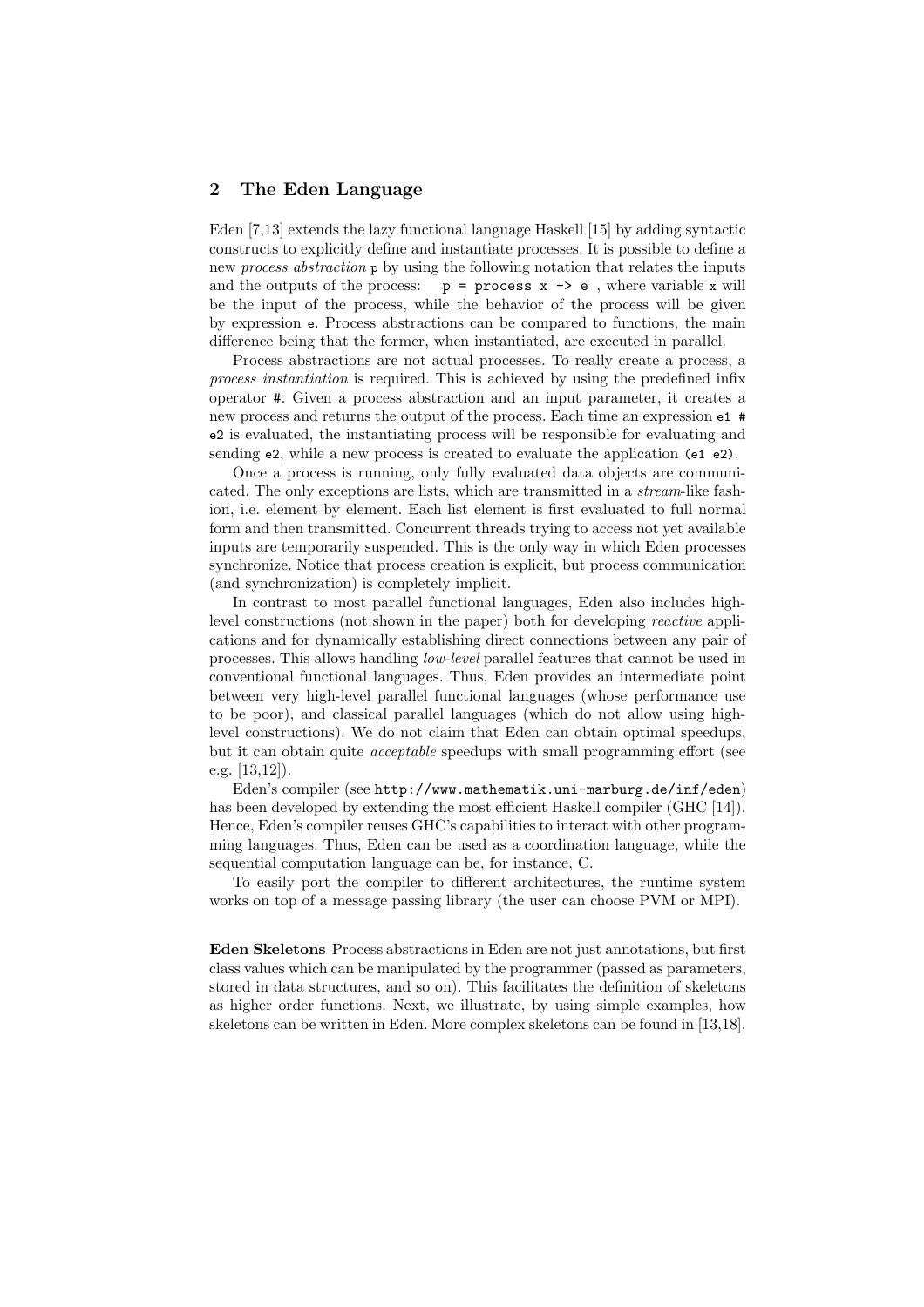## 2 The Eden Language

Eden [7,13] extends the lazy functional language Haskell [15] by adding syntactic constructs to explicitly define and instantiate processes. It is possible to define a new *process abstraction* `p` by using the following notation that relates the inputs and the outputs of the process: `p = process x -> e` , where variable `x` will be the input of the process, while the behavior of the process will be given by expression `e`. Process abstractions can be compared to functions, the main difference being that the former, when instantiated, are executed in parallel.

Process abstractions are not actual processes. To really create a process, a *process instantiation* is required. This is achieved by using the predefined infix operator `#`. Given a process abstraction and an input parameter, it creates a new process and returns the output of the process. Each time an expression `e1 # e2` is evaluated, the instantiating process will be responsible for evaluating and sending `e2`, while a new process is created to evaluate the application `(e1 e2)`.

Once a process is running, only fully evaluated data objects are communicated. The only exceptions are lists, which are transmitted in a *stream*-like fashion, i.e. element by element. Each list element is first evaluated to full normal form and then transmitted. Concurrent threads trying to access not yet available inputs are temporarily suspended. This is the only way in which Eden processes synchronize. Notice that process creation is explicit, but process communication (and synchronization) is completely implicit.

In contrast to most parallel functional languages, Eden also includes high-level constructions (not shown in the paper) both for developing *reactive* applications and for dynamically establishing direct connections between any pair of processes. This allows handling *low-level* parallel features that cannot be used in conventional functional languages. Thus, Eden provides an intermediate point between very high-level parallel functional languages (whose performance use to be poor), and classical parallel languages (which do not allow using high-level constructions). We do not claim that Eden can obtain optimal speedups, but it can obtain quite *acceptable* speedups with small programming effort (see e.g. [13,12]).

Eden's compiler (see `http://www.mathematik.uni-marburg.de/inf/eden`) has been developed by extending the most efficient Haskell compiler (GHC [14]). Hence, Eden's compiler reuses GHC's capabilities to interact with other programming languages. Thus, Eden can be used as a coordination language, while the sequential computation language can be, for instance, C.

To easily port the compiler to different architectures, the runtime system works on top of a message passing library (the user can choose PVM or MPI).

**Eden Skeletons** Process abstractions in Eden are not just annotations, but first class values which can be manipulated by the programmer (passed as parameters, stored in data structures, and so on). This facilitates the definition of skeletons as higher order functions. Next, we illustrate, by using simple examples, how skeletons can be written in Eden. More complex skeletons can be found in [13,18].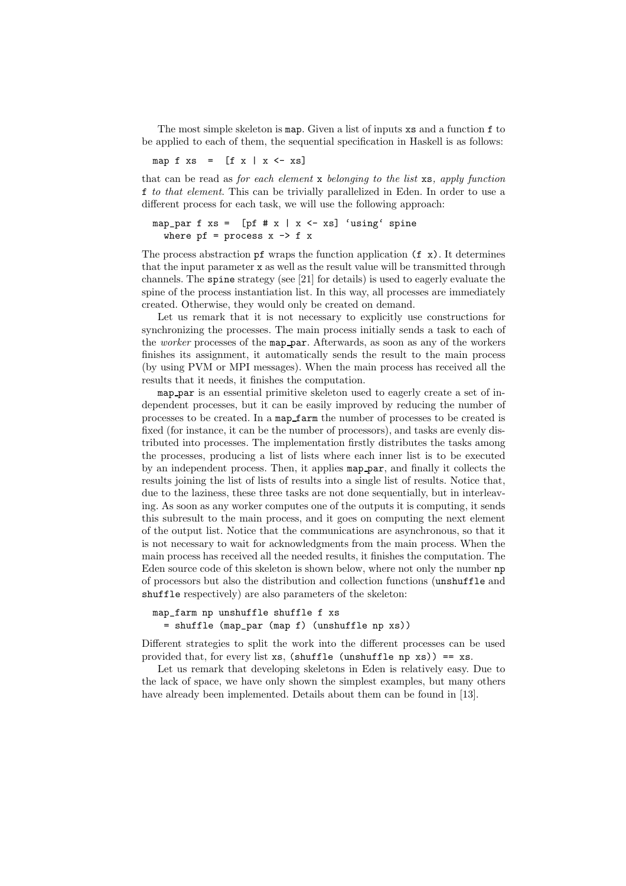The most simple skeleton is `map`. Given a list of inputs `xs` and a function `f` to be applied to each of them, the sequential specification in Haskell is as follows:

```
map f xs  =  [f x | x <- xs]
```

that can be read as *for each element* `x` *belonging to the list* `xs`*, apply function* `f` *to that element.* This can be trivially parallelized in Eden. In order to use a different process for each task, we will use the following approach:

```
map_par f xs =  [pf # x | x <- xs] `using` spine
  where pf = process x -> f x
```

The process abstraction `pf` wraps the function application `(f x)`. It determines that the input parameter `x` as well as the result value will be transmitted through channels. The `spine` strategy (see [21] for details) is used to eagerly evaluate the spine of the process instantiation list. In this way, all processes are immediately created. Otherwise, they would only be created on demand.

Let us remark that it is not necessary to explicitly use constructions for synchronizing the processes. The main process initially sends a task to each of the *worker* processes of the `map_par`. Afterwards, as soon as any of the workers finishes its assignment, it automatically sends the result to the main process (by using PVM or MPI messages). When the main process has received all the results that it needs, it finishes the computation.

`map_par` is an essential primitive skeleton used to eagerly create a set of independent processes, but it can be easily improved by reducing the number of processes to be created. In a `map_farm` the number of processes to be created is fixed (for instance, it can be the number of processors), and tasks are evenly distributed into processes. The implementation firstly distributes the tasks among the processes, producing a list of lists where each inner list is to be executed by an independent process. Then, it applies `map_par`, and finally it collects the results joining the list of lists of results into a single list of results. Notice that, due to the laziness, these three tasks are not done sequentially, but in interleaving. As soon as any worker computes one of the outputs it is computing, it sends this subresult to the main process, and it goes on computing the next element of the output list. Notice that the communications are asynchronous, so that it is not necessary to wait for acknowledgments from the main process. When the main process has received all the needed results, it finishes the computation. The Eden source code of this skeleton is shown below, where not only the number `np` of processors but also the distribution and collection functions (`unshuffle` and `shuffle` respectively) are also parameters of the skeleton:

```
map_farm np unshuffle shuffle f xs
  = shuffle (map_par (map f) (unshuffle np xs))
```

Different strategies to split the work into the different processes can be used provided that, for every list `xs`, `(shuffle (unshuffle np xs)) == xs`.

Let us remark that developing skeletons in Eden is relatively easy. Due to the lack of space, we have only shown the simplest examples, but many others have already been implemented. Details about them can be found in [13].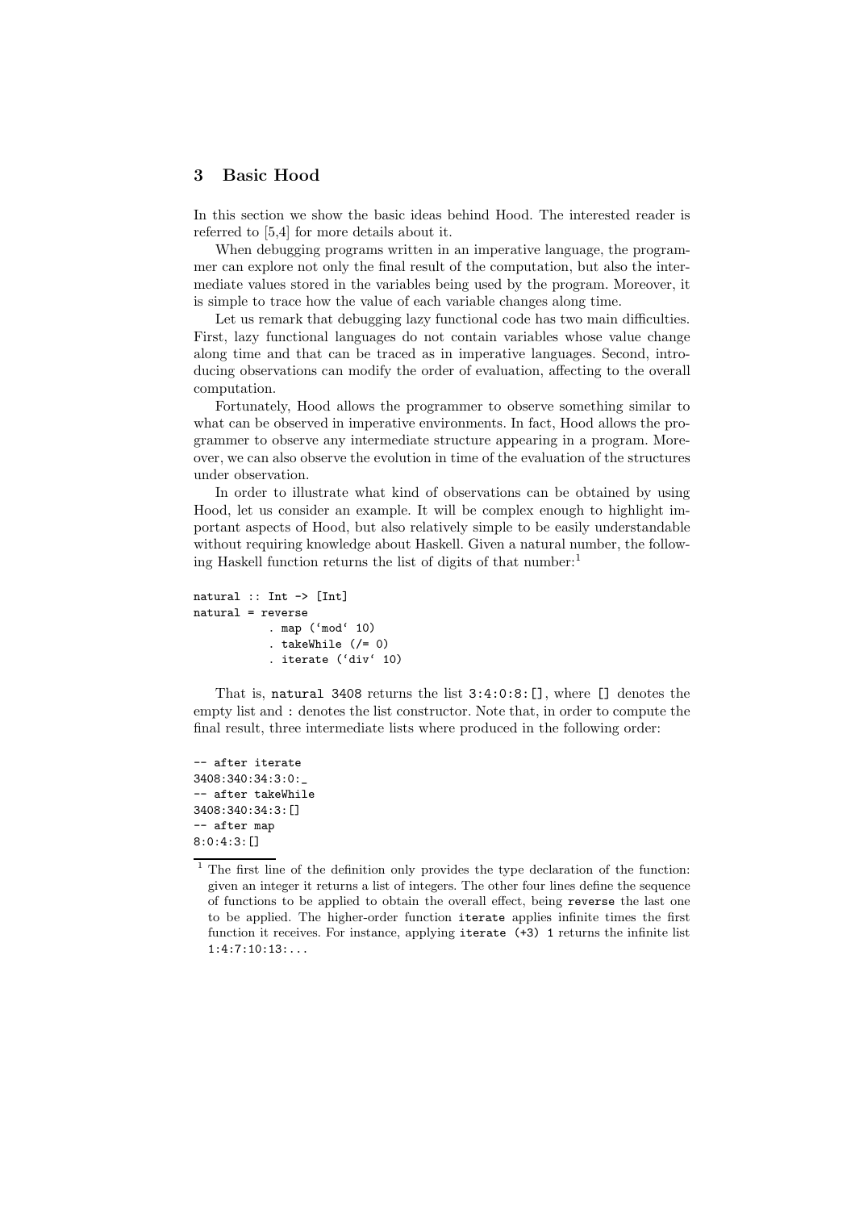## 3 Basic Hood

In this section we show the basic ideas behind Hood. The interested reader is referred to [5,4] for more details about it.

When debugging programs written in an imperative language, the programmer can explore not only the final result of the computation, but also the intermediate values stored in the variables being used by the program. Moreover, it is simple to trace how the value of each variable changes along time.

Let us remark that debugging lazy functional code has two main difficulties. First, lazy functional languages do not contain variables whose value change along time and that can be traced as in imperative languages. Second, introducing observations can modify the order of evaluation, affecting to the overall computation.

Fortunately, Hood allows the programmer to observe something similar to what can be observed in imperative environments. In fact, Hood allows the programmer to observe any intermediate structure appearing in a program. Moreover, we can also observe the evolution in time of the evaluation of the structures under observation.

In order to illustrate what kind of observations can be obtained by using Hood, let us consider an example. It will be complex enough to highlight important aspects of Hood, but also relatively simple to be easily understandable without requiring knowledge about Haskell. Given a natural number, the following Haskell function returns the list of digits of that number:[1]

```
natural :: Int -> [Int]
natural = reverse
          . map (`mod` 10)
          . takeWhile (/= 0)
          . iterate (`div` 10)
```

That is, `natural 3408` returns the list `3:4:0:8:[]`, where `[]` denotes the empty list and `:` denotes the list constructor. Note that, in order to compute the final result, three intermediate lists where produced in the following order:

```
-- after iterate
3408:340:34:3:0:_
-- after takeWhile
3408:340:34:3:[]
-- after map
8:0:4:3:[]
```

[1] The first line of the definition only provides the type declaration of the function: given an integer it returns a list of integers. The other four lines define the sequence of functions to be applied to obtain the overall effect, being `reverse` the last one to be applied. The higher-order function `iterate` applies infinite times the first function it receives. For instance, applying `iterate (+3) 1` returns the infinite list `1:4:7:10:13:...`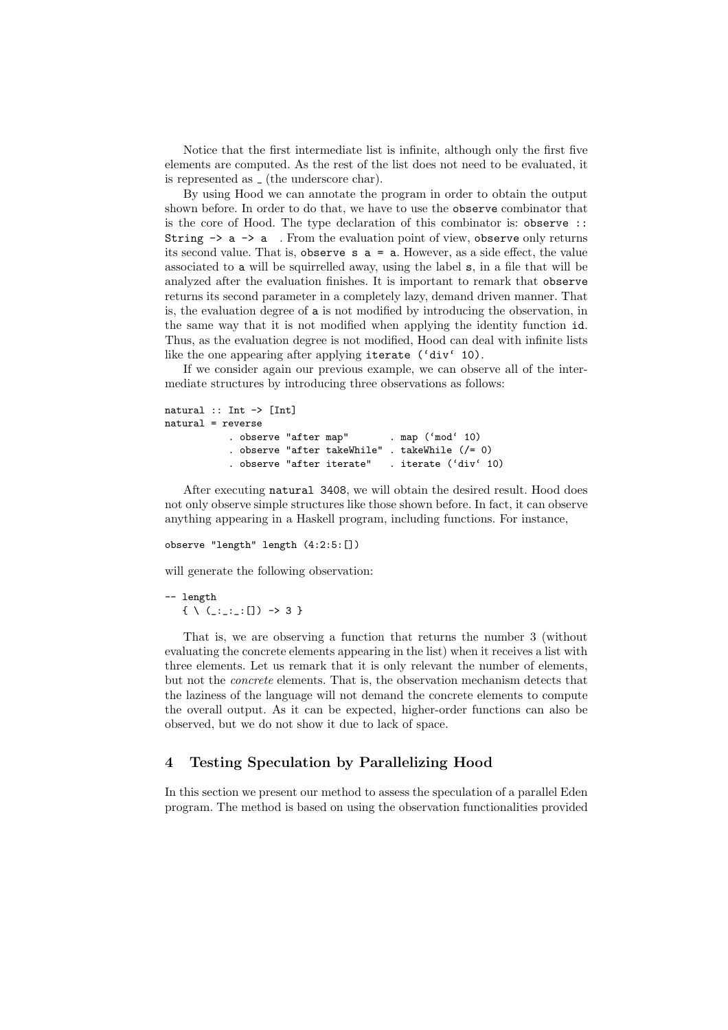Notice that the first intermediate list is infinite, although only the first five elements are computed. As the rest of the list does not need to be evaluated, it is represented as _ (the underscore char).

By using Hood we can annotate the program in order to obtain the output shown before. In order to do that, we have to use the `observe` combinator that is the core of Hood. The type declaration of this combinator is: `observe :: String -> a -> a` . From the evaluation point of view, `observe` only returns its second value. That is, `observe s a = a`. However, as a side effect, the value associated to `a` will be squirrelled away, using the label `s`, in a file that will be analyzed after the evaluation finishes. It is important to remark that `observe` returns its second parameter in a completely lazy, demand driven manner. That is, the evaluation degree of `a` is not modified by introducing the observation, in the same way that it is not modified when applying the identity function `id`. Thus, as the evaluation degree is not modified, Hood can deal with infinite lists like the one appearing after applying `iterate ('div' 10)`.

If we consider again our previous example, we can observe all of the intermediate structures by introducing three observations as follows:

```
natural :: Int -> [Int]
natural = reverse
          . observe "after map"       . map ('mod' 10)
          . observe "after takeWhile" . takeWhile (/= 0)
          . observe "after iterate"   . iterate ('div' 10)
```

After executing `natural 3408`, we will obtain the desired result. Hood does not only observe simple structures like those shown before. In fact, it can observe anything appearing in a Haskell program, including functions. For instance,

```
observe "length" length (4:2:5:[])
```

will generate the following observation:

```
-- length
   { \ (_:_:_:[]) -> 3 }
```

That is, we are observing a function that returns the number 3 (without evaluating the concrete elements appearing in the list) when it receives a list with three elements. Let us remark that it is only relevant the number of elements, but not the *concrete* elements. That is, the observation mechanism detects that the laziness of the language will not demand the concrete elements to compute the overall output. As it can be expected, higher-order functions can also be observed, but we do not show it due to lack of space.

## 4 Testing Speculation by Parallelizing Hood

In this section we present our method to assess the speculation of a parallel Eden program. The method is based on using the observation functionalities provided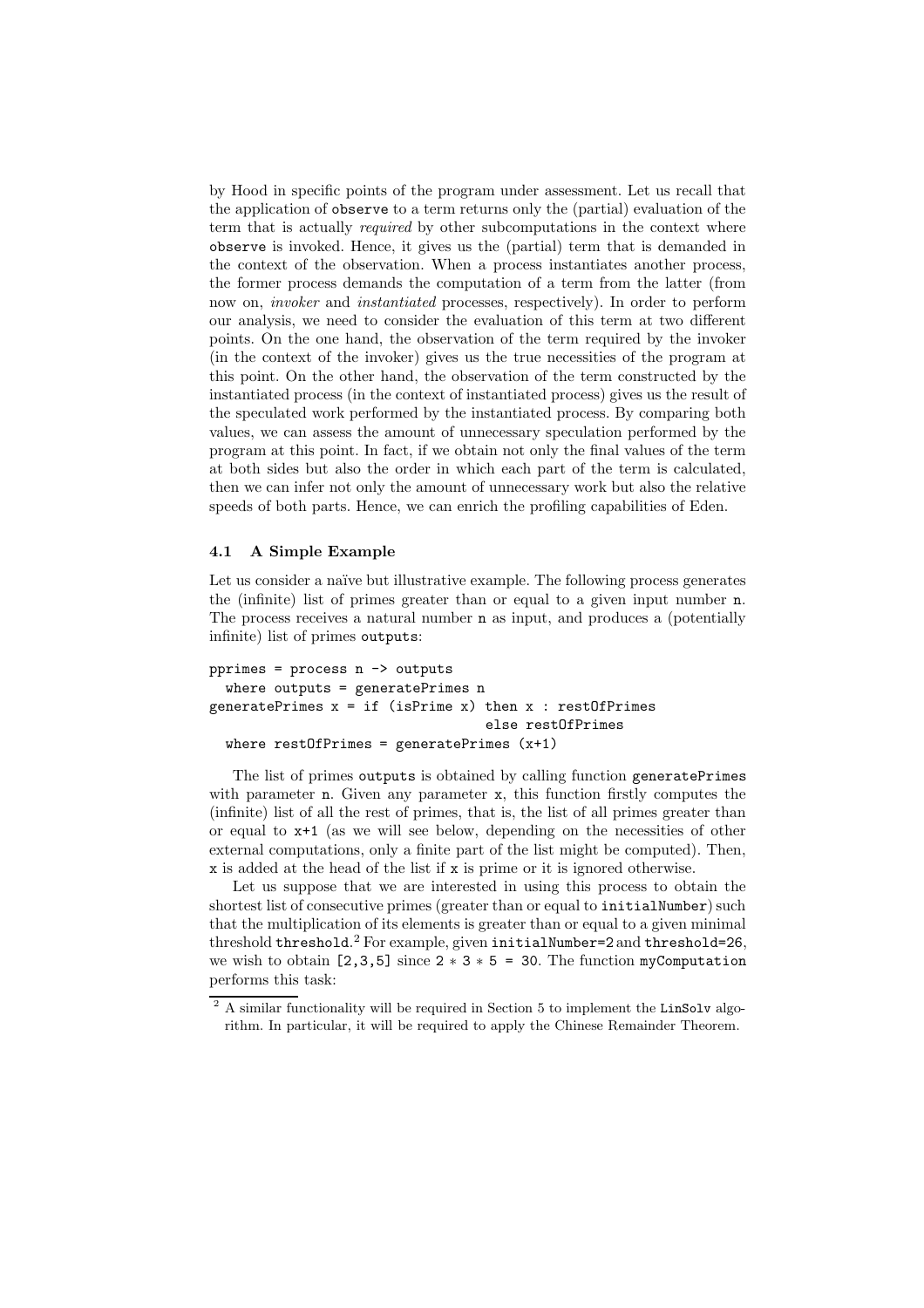by Hood in specific points of the program under assessment. Let us recall that the application of `observe` to a term returns only the (partial) evaluation of the term that is actually *required* by other subcomputations in the context where `observe` is invoked. Hence, it gives us the (partial) term that is demanded in the context of the observation. When a process instantiates another process, the former process demands the computation of a term from the latter (from now on, *invoker* and *instantiated* processes, respectively). In order to perform our analysis, we need to consider the evaluation of this term at two different points. On the one hand, the observation of the term required by the invoker (in the context of the invoker) gives us the true necessities of the program at this point. On the other hand, the observation of the term constructed by the instantiated process (in the context of instantiated process) gives us the result of the speculated work performed by the instantiated process. By comparing both values, we can assess the amount of unnecessary speculation performed by the program at this point. In fact, if we obtain not only the final values of the term at both sides but also the order in which each part of the term is calculated, then we can infer not only the amount of unnecessary work but also the relative speeds of both parts. Hence, we can enrich the profiling capabilities of Eden.

### 4.1 A Simple Example

Let us consider a naïve but illustrative example. The following process generates the (infinite) list of primes greater than or equal to a given input number `n`. The process receives a natural number `n` as input, and produces a (potentially infinite) list of primes `outputs`:

```
pprimes = process n -> outputs
  where outputs = generatePrimes n
generatePrimes x = if (isPrime x) then x : restOfPrimes
                                  else restOfPrimes
  where restOfPrimes = generatePrimes (x+1)
```

The list of primes `outputs` is obtained by calling function `generatePrimes` with parameter `n`. Given any parameter `x`, this function firstly computes the (infinite) list of all the rest of primes, that is, the list of all primes greater than or equal to `x+1` (as we will see below, depending on the necessities of other external computations, only a finite part of the list might be computed). Then, `x` is added at the head of the list if `x` is prime or it is ignored otherwise.

Let us suppose that we are interested in using this process to obtain the shortest list of consecutive primes (greater than or equal to `initialNumber`) such that the multiplication of its elements is greater than or equal to a given minimal threshold `threshold`.[2] For example, given `initialNumber=2` and `threshold=26`, we wish to obtain `[2,3,5]` since `2 * 3 * 5 = 30`. The function `myComputation` performs this task:

[2] A similar functionality will be required in Section 5 to implement the `LinSolv` algorithm. In particular, it will be required to apply the Chinese Remainder Theorem.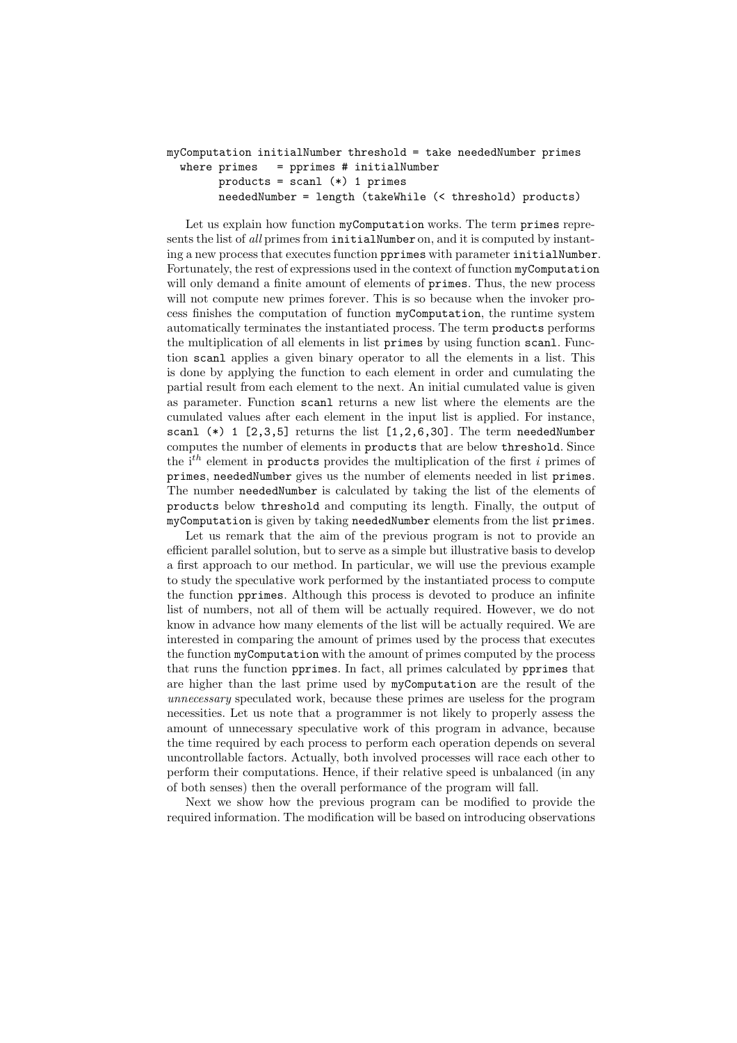```
myComputation initialNumber threshold = take neededNumber primes
  where primes   = pprimes # initialNumber
        products = scanl (*) 1 primes
        neededNumber = length (takeWhile (< threshold) products)
```

Let us explain how function `myComputation` works. The term `primes` represents the list of *all* primes from `initialNumber` on, and it is computed by instanting a new process that executes function `pprimes` with parameter `initialNumber`. Fortunately, the rest of expressions used in the context of function `myComputation` will only demand a finite amount of elements of `primes`. Thus, the new process will not compute new primes forever. This is so because when the invoker process finishes the computation of function `myComputation`, the runtime system automatically terminates the instantiated process. The term `products` performs the multiplication of all elements in list `primes` by using function `scanl`. Function `scanl` applies a given binary operator to all the elements in a list. This is done by applying the function to each element in order and cumulating the partial result from each element to the next. An initial cumulated value is given as parameter. Function `scanl` returns a new list where the elements are the cumulated values after each element in the input list is applied. For instance, `scanl (*) 1 [2,3,5]` returns the list `[1,2,6,30]`. The term `neededNumber` computes the number of elements in `products` that are below `threshold`. Since the $i^{th}$ element in `products` provides the multiplication of the first $i$ primes of `primes`, `neededNumber` gives us the number of elements needed in list `primes`. The number `neededNumber` is calculated by taking the list of the elements of `products` below `threshold` and computing its length. Finally, the output of `myComputation` is given by taking `neededNumber` elements from the list `primes`.

Let us remark that the aim of the previous program is not to provide an efficient parallel solution, but to serve as a simple but illustrative basis to develop a first approach to our method. In particular, we will use the previous example to study the speculative work performed by the instantiated process to compute the function `pprimes`. Although this process is devoted to produce an infinite list of numbers, not all of them will be actually required. However, we do not know in advance how many elements of the list will be actually required. We are interested in comparing the amount of primes used by the process that executes the function `myComputation` with the amount of primes computed by the process that runs the function `pprimes`. In fact, all primes calculated by `pprimes` that are higher than the last prime used by `myComputation` are the result of the *unnecessary* speculated work, because these primes are useless for the program necessities. Let us note that a programmer is not likely to properly assess the amount of unnecessary speculative work of this program in advance, because the time required by each process to perform each operation depends on several uncontrollable factors. Actually, both involved processes will race each other to perform their computations. Hence, if their relative speed is unbalanced (in any of both senses) then the overall performance of the program will fall.

Next we show how the previous program can be modified to provide the required information. The modification will be based on introducing observations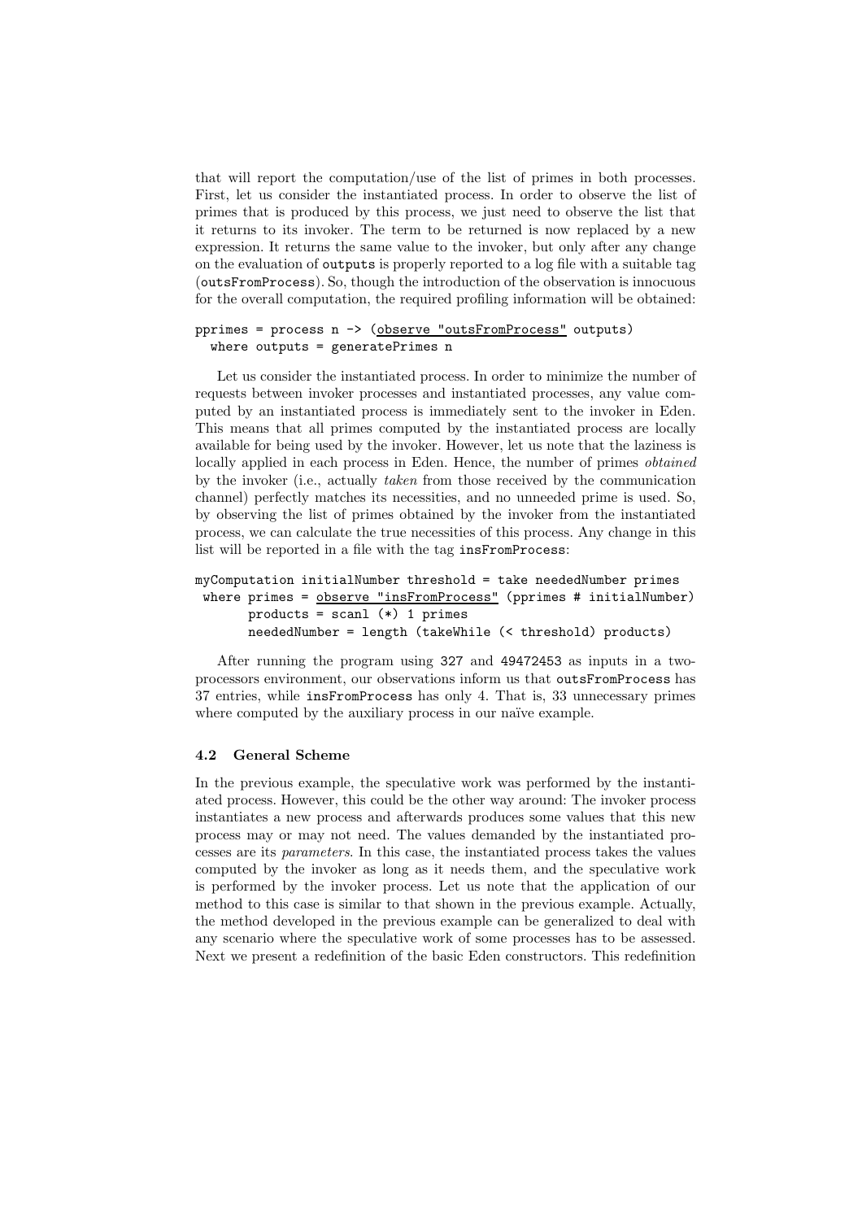that will report the computation/use of the list of primes in both processes. First, let us consider the instantiated process. In order to observe the list of primes that is produced by this process, we just need to observe the list that it returns to its invoker. The term to be returned is now replaced by a new expression. It returns the same value to the invoker, but only after any change on the evaluation of `outputs` is properly reported to a log file with a suitable tag (`outsFromProcess`). So, though the introduction of the observation is innocuous for the overall computation, the required profiling information will be obtained:

```
pprimes = process n -> (observe "outsFromProcess" outputs)
  where outputs = generatePrimes n
```

Let us consider the instantiated process. In order to minimize the number of requests between invoker processes and instantiated processes, any value computed by an instantiated process is immediately sent to the invoker in Eden. This means that all primes computed by the instantiated process are locally available for being used by the invoker. However, let us note that the laziness is locally applied in each process in Eden. Hence, the number of primes *obtained* by the invoker (i.e., actually *taken* from those received by the communication channel) perfectly matches its necessities, and no unneeded prime is used. So, by observing the list of primes obtained by the invoker from the instantiated process, we can calculate the true necessities of this process. Any change in this list will be reported in a file with the tag `insFromProcess`:

```
myComputation initialNumber threshold = take neededNumber primes
 where primes = observe "insFromProcess" (pprimes # initialNumber)
       products = scanl (*) 1 primes
       neededNumber = length (takeWhile (< threshold) products)
```

After running the program using 327 and 49472453 as inputs in a two-processors environment, our observations inform us that `outsFromProcess` has 37 entries, while `insFromProcess` has only 4. That is, 33 unnecessary primes where computed by the auxiliary process in our naïve example.

### 4.2 General Scheme

In the previous example, the speculative work was performed by the instantiated process. However, this could be the other way around: The invoker process instantiates a new process and afterwards produces some values that this new process may or may not need. The values demanded by the instantiated processes are its *parameters*. In this case, the instantiated process takes the values computed by the invoker as long as it needs them, and the speculative work is performed by the invoker process. Let us note that the application of our method to this case is similar to that shown in the previous example. Actually, the method developed in the previous example can be generalized to deal with any scenario where the speculative work of some processes has to be assessed. Next we present a redefinition of the basic Eden constructors. This redefinition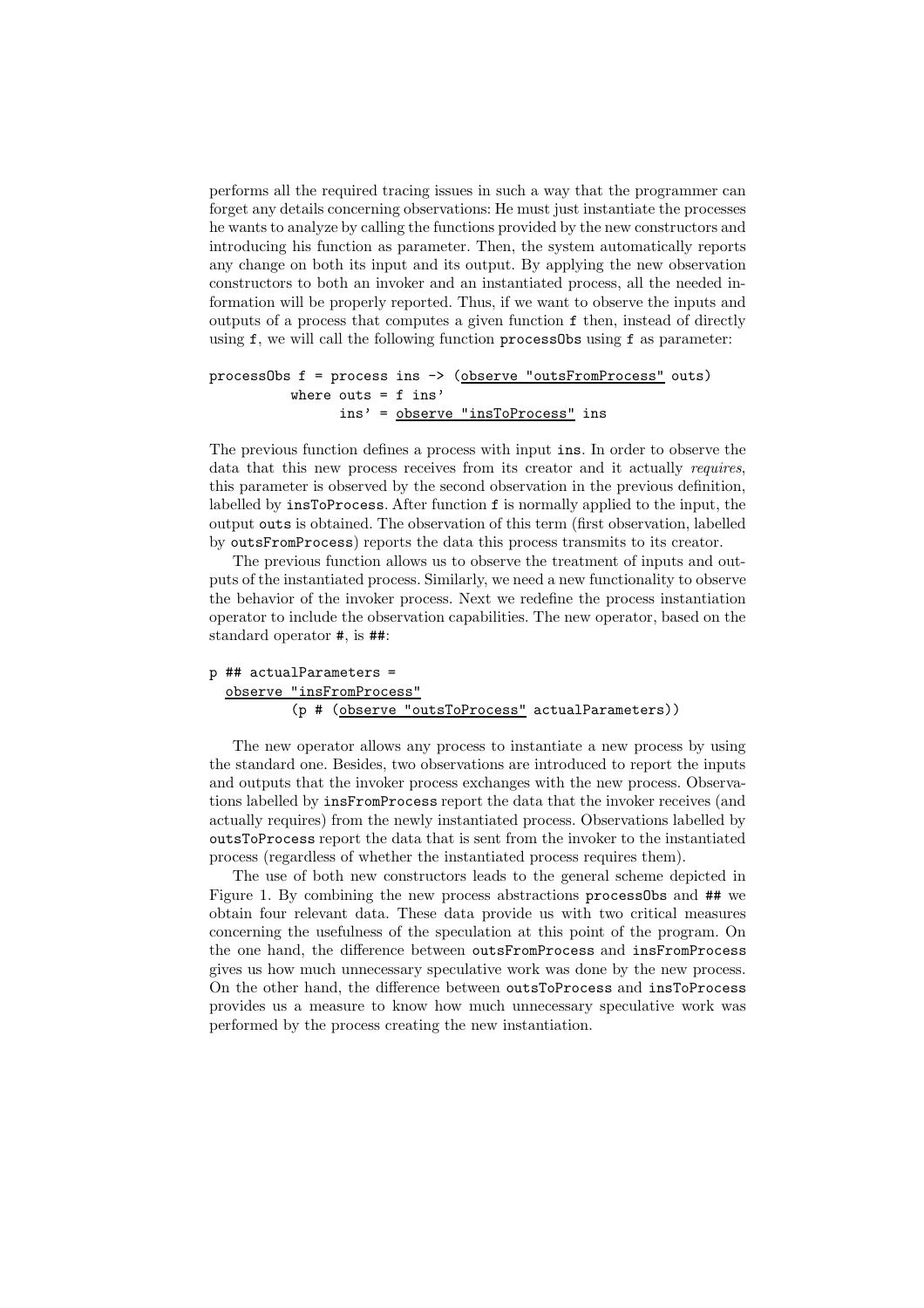performs all the required tracing issues in such a way that the programmer can forget any details concerning observations: He must just instantiate the processes he wants to analyze by calling the functions provided by the new constructors and introducing his function as parameter. Then, the system automatically reports any change on both its input and its output. By applying the new observation constructors to both an invoker and an instantiated process, all the needed information will be properly reported. Thus, if we want to observe the inputs and outputs of a process that computes a given function `f` then, instead of directly using `f`, we will call the following function `processObs` using `f` as parameter:

```
processObs f = process ins -> (observe "outsFromProcess" outs)
          where outs = f ins'
                ins' = observe "insToProcess" ins
```

The previous function defines a process with input `ins`. In order to observe the data that this new process receives from its creator and it actually *requires*, this parameter is observed by the second observation in the previous definition, labelled by `insToProcess`. After function `f` is normally applied to the input, the output `outs` is obtained. The observation of this term (first observation, labelled by `outsFromProcess`) reports the data this process transmits to its creator.

The previous function allows us to observe the treatment of inputs and outputs of the instantiated process. Similarly, we need a new functionality to observe the behavior of the invoker process. Next we redefine the process instantiation operator to include the observation capabilities. The new operator, based on the standard operator `#`, is `##`:

```
p ## actualParameters =
  observe "insFromProcess"
          (p # (observe "outsToProcess" actualParameters))
```

The new operator allows any process to instantiate a new process by using the standard one. Besides, two observations are introduced to report the inputs and outputs that the invoker process exchanges with the new process. Observations labelled by `insFromProcess` report the data that the invoker receives (and actually requires) from the newly instantiated process. Observations labelled by `outsToProcess` report the data that is sent from the invoker to the instantiated process (regardless of whether the instantiated process requires them).

The use of both new constructors leads to the general scheme depicted in Figure 1. By combining the new process abstractions `processObs` and `##` we obtain four relevant data. These data provide us with two critical measures concerning the usefulness of the speculation at this point of the program. On the one hand, the difference between `outsFromProcess` and `insFromProcess` gives us how much unnecessary speculative work was done by the new process. On the other hand, the difference between `outsToProcess` and `insToProcess` provides us a measure to know how much unnecessary speculative work was performed by the process creating the new instantiation.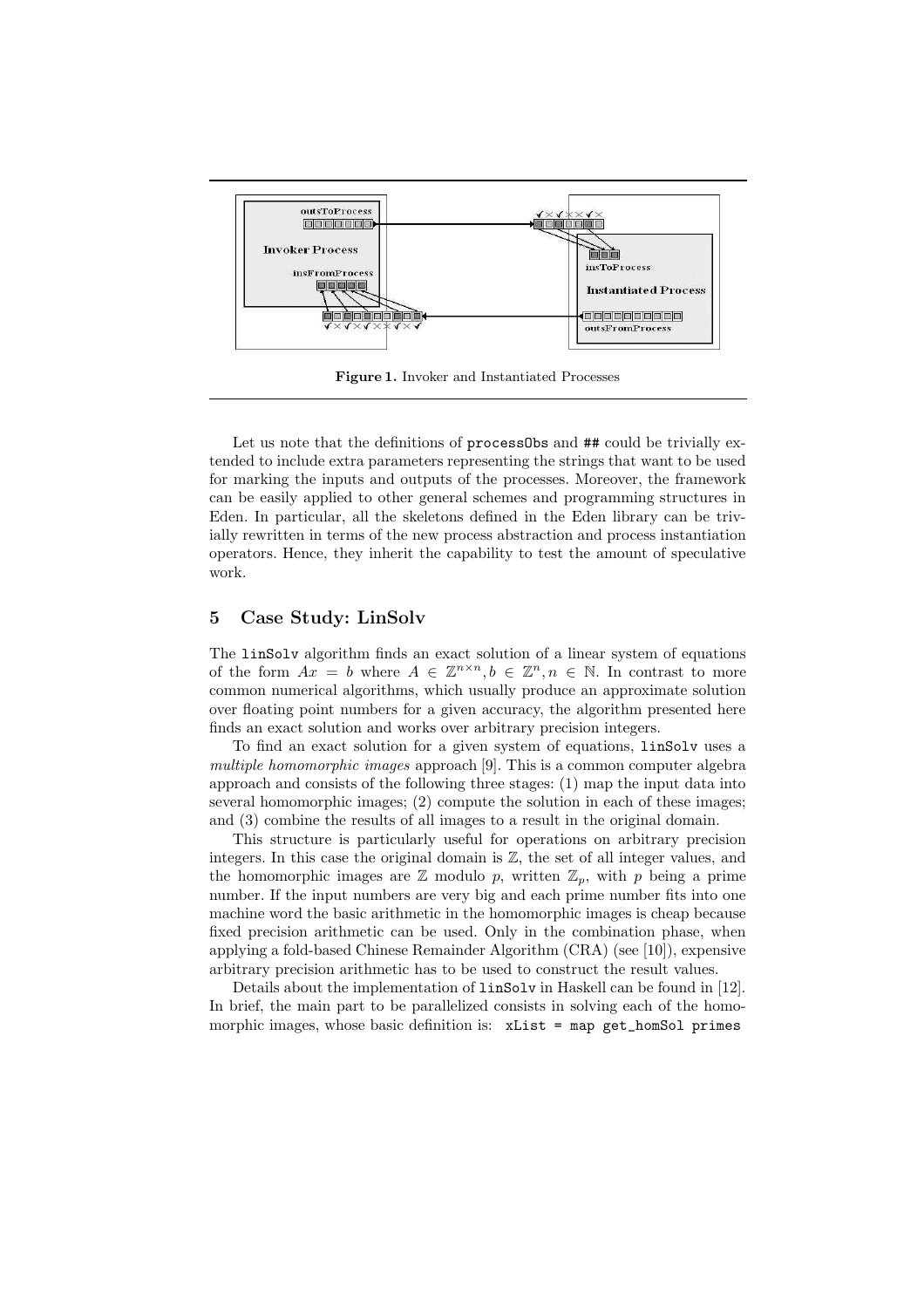Figure 1. Invoker and Instantiated Processes

Let us note that the definitions of processObs and ## could be trivially extended to include extra parameters representing the strings that want to be used for marking the inputs and outputs of the processes. Moreover, the framework can be easily applied to other general schemes and programming structures in Eden. In particular, all the skeletons defined in the Eden library can be trivially rewritten in terms of the new process abstraction and process instantiation operators. Hence, they inherit the capability to test the amount of speculative work.

## 5 Case Study: LinSolv

The linSolv algorithm finds an exact solution of a linear system of equations of the form $Ax = b$ where $A \in \mathbb{Z}^{n \times n}, b \in \mathbb{Z}^n, n \in \mathbb{N}$. In contrast to more common numerical algorithms, which usually produce an approximate solution over floating point numbers for a given accuracy, the algorithm presented here finds an exact solution and works over arbitrary precision integers.

To find an exact solution for a given system of equations, linSolv uses a *multiple homomorphic images* approach [9]. This is a common computer algebra approach and consists of the following three stages: (1) map the input data into several homomorphic images; (2) compute the solution in each of these images; and (3) combine the results of all images to a result in the original domain.

This structure is particularly useful for operations on arbitrary precision integers. In this case the original domain is $\mathbb{Z}$, the set of all integer values, and the homomorphic images are $\mathbb{Z}$ modulo $p$, written $\mathbb{Z}_p$, with $p$ being a prime number. If the input numbers are very big and each prime number fits into one machine word the basic arithmetic in the homomorphic images is cheap because fixed precision arithmetic can be used. Only in the combination phase, when applying a fold-based Chinese Remainder Algorithm (CRA) (see [10]), expensive arbitrary precision arithmetic has to be used to construct the result values.

Details about the implementation of linSolv in Haskell can be found in [12]. In brief, the main part to be parallelized consists in solving each of the homomorphic images, whose basic definition is: `xList = map get_homSol primes`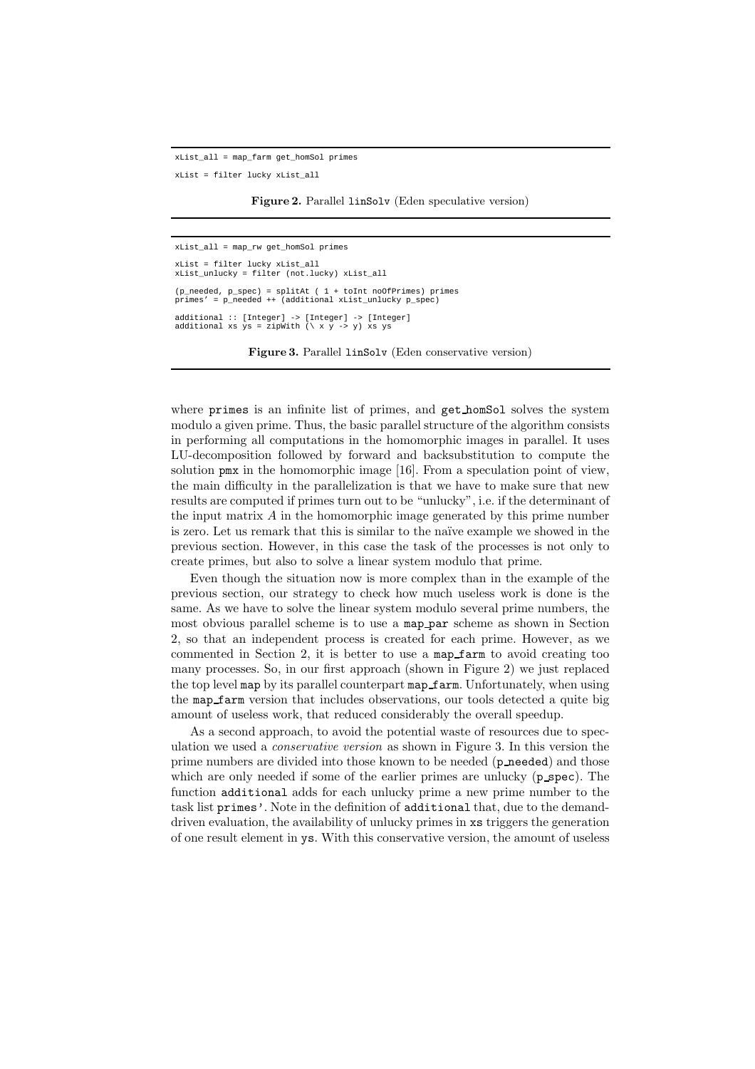```
xList_all = map_farm get_homSol primes

xList = filter lucky xList_all
```

**Figure 2.** Parallel `linSolv` (Eden speculative version)

```
xList_all = map_rw get_homSol primes

xList = filter lucky xList_all
xList_unlucky = filter (not.lucky) xList_all

(p_needed, p_spec) = splitAt ( 1 + toInt noOfPrimes) primes
primes' = p_needed ++ (additional xList_unlucky p_spec)

additional :: [Integer] -> [Integer] -> [Integer]
additional xs ys = zipWith (\ x y -> y) xs ys
```

**Figure 3.** Parallel `linSolv` (Eden conservative version)

where `primes` is an infinite list of primes, and `get_homSol` solves the system modulo a given prime. Thus, the basic parallel structure of the algorithm consists in performing all computations in the homomorphic images in parallel. It uses LU-decomposition followed by forward and backsubstitution to compute the solution `pmx` in the homomorphic image [16]. From a speculation point of view, the main difficulty in the parallelization is that we have to make sure that new results are computed if primes turn out to be "unlucky", i.e. if the determinant of the input matrix $A$ in the homomorphic image generated by this prime number is zero. Let us remark that this is similar to the naïve example we showed in the previous section. However, in this case the task of the processes is not only to create primes, but also to solve a linear system modulo that prime.

Even though the situation now is more complex than in the example of the previous section, our strategy to check how much useless work is done is the same. As we have to solve the linear system modulo several prime numbers, the most obvious parallel scheme is to use a `map_par` scheme as shown in Section 2, so that an independent process is created for each prime. However, as we commented in Section 2, it is better to use a `map_farm` to avoid creating too many processes. So, in our first approach (shown in Figure 2) we just replaced the top level `map` by its parallel counterpart `map_farm`. Unfortunately, when using the `map_farm` version that includes observations, our tools detected a quite big amount of useless work, that reduced considerably the overall speedup.

As a second approach, to avoid the potential waste of resources due to speculation we used a *conservative version* as shown in Figure 3. In this version the prime numbers are divided into those known to be needed (`p_needed`) and those which are only needed if some of the earlier primes are unlucky (`p_spec`). The function `additional` adds for each unlucky prime a new prime number to the task list `primes'`. Note in the definition of `additional` that, due to the demand-driven evaluation, the availability of unlucky primes in `xs` triggers the generation of one result element in `ys`. With this conservative version, the amount of useless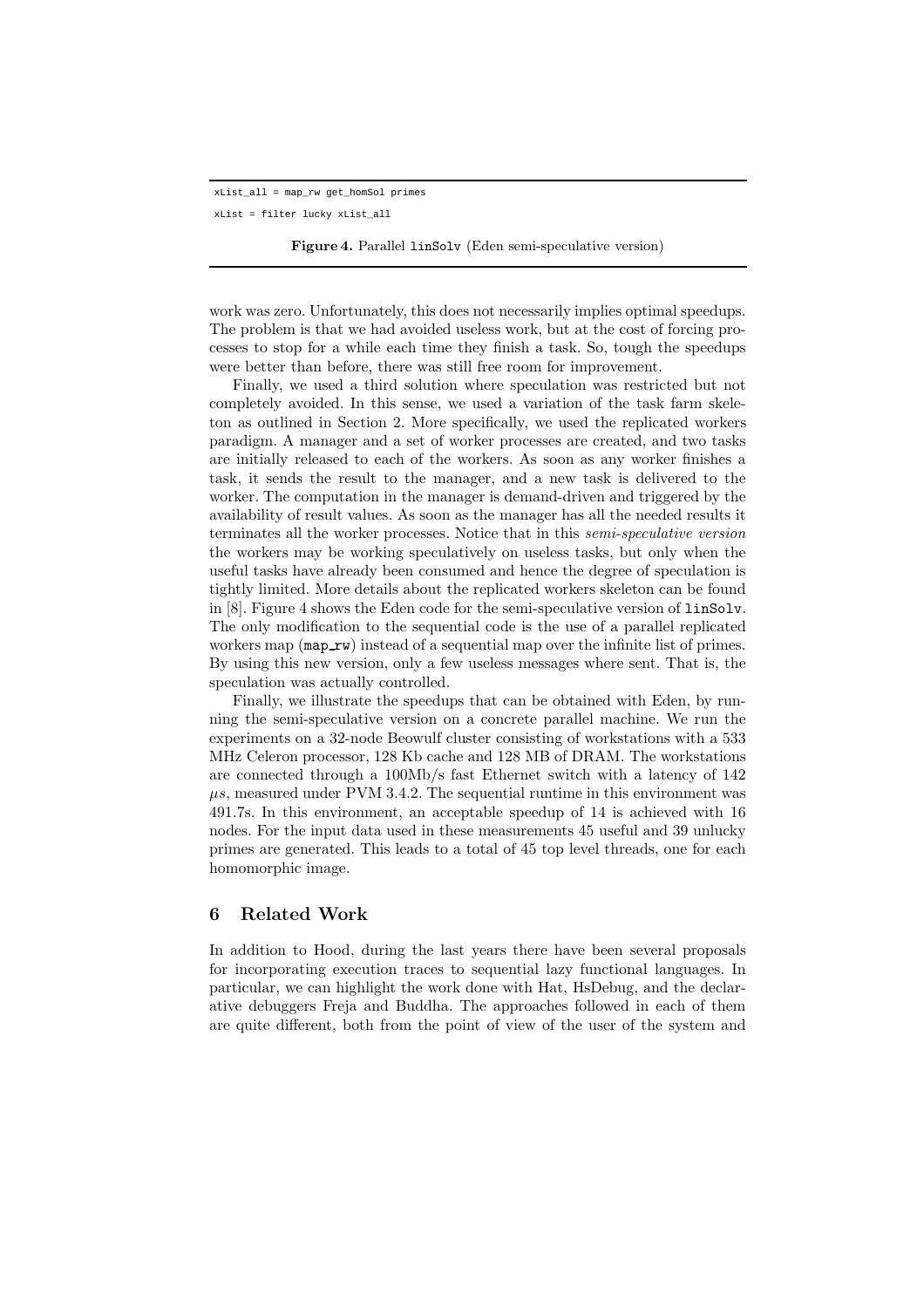```
xList_all = map_rw get_homSol primes
xList = filter lucky xList_all
```

**Figure 4.** Parallel `linSolv` (Eden semi-speculative version)

work was zero. Unfortunately, this does not necessarily implies optimal speedups. The problem is that we had avoided useless work, but at the cost of forcing processes to stop for a while each time they finish a task. So, tough the speedups were better than before, there was still free room for improvement.

Finally, we used a third solution where speculation was restricted but not completely avoided. In this sense, we used a variation of the task farm skeleton as outlined in Section 2. More specifically, we used the replicated workers paradigm. A manager and a set of worker processes are created, and two tasks are initially released to each of the workers. As soon as any worker finishes a task, it sends the result to the manager, and a new task is delivered to the worker. The computation in the manager is demand-driven and triggered by the availability of result values. As soon as the manager has all the needed results it terminates all the worker processes. Notice that in this *semi-speculative version* the workers may be working speculatively on useless tasks, but only when the useful tasks have already been consumed and hence the degree of speculation is tightly limited. More details about the replicated workers skeleton can be found in [8]. Figure 4 shows the Eden code for the semi-speculative version of `linSolv`. The only modification to the sequential code is the use of a parallel replicated workers map (`map_rw`) instead of a sequential map over the infinite list of primes. By using this new version, only a few useless messages where sent. That is, the speculation was actually controlled.

Finally, we illustrate the speedups that can be obtained with Eden, by running the semi-speculative version on a concrete parallel machine. We run the experiments on a 32-node Beowulf cluster consisting of workstations with a 533 MHz Celeron processor, 128 Kb cache and 128 MB of DRAM. The workstations are connected through a 100Mb/s fast Ethernet switch with a latency of 142 $\mu s$, measured under PVM 3.4.2. The sequential runtime in this environment was 491.7s. In this environment, an acceptable speedup of 14 is achieved with 16 nodes. For the input data used in these measurements 45 useful and 39 unlucky primes are generated. This leads to a total of 45 top level threads, one for each homomorphic image.

## 6 Related Work

In addition to Hood, during the last years there have been several proposals for incorporating execution traces to sequential lazy functional languages. In particular, we can highlight the work done with Hat, HsDebug, and the declarative debuggers Freja and Buddha. The approaches followed in each of them are quite different, both from the point of view of the user of the system and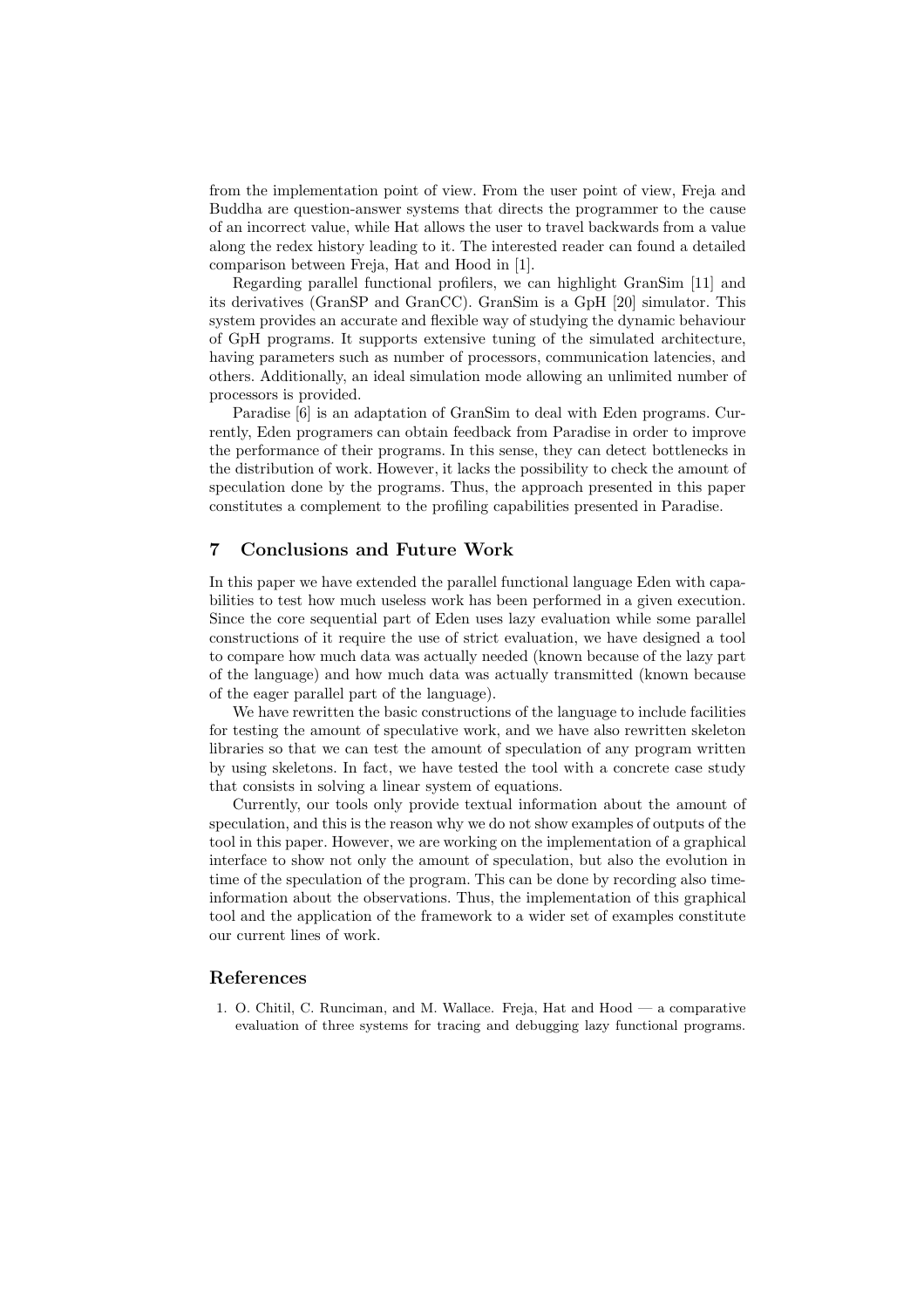from the implementation point of view. From the user point of view, Freja and Buddha are question-answer systems that directs the programmer to the cause of an incorrect value, while Hat allows the user to travel backwards from a value along the redex history leading to it. The interested reader can found a detailed comparison between Freja, Hat and Hood in [1].

Regarding parallel functional profilers, we can highlight GranSim [11] and its derivatives (GranSP and GranCC). GranSim is a GpH [20] simulator. This system provides an accurate and flexible way of studying the dynamic behaviour of GpH programs. It supports extensive tuning of the simulated architecture, having parameters such as number of processors, communication latencies, and others. Additionally, an ideal simulation mode allowing an unlimited number of processors is provided.

Paradise [6] is an adaptation of GranSim to deal with Eden programs. Currently, Eden programers can obtain feedback from Paradise in order to improve the performance of their programs. In this sense, they can detect bottlenecks in the distribution of work. However, it lacks the possibility to check the amount of speculation done by the programs. Thus, the approach presented in this paper constitutes a complement to the profiling capabilities presented in Paradise.

## 7 Conclusions and Future Work

In this paper we have extended the parallel functional language Eden with capabilities to test how much useless work has been performed in a given execution. Since the core sequential part of Eden uses lazy evaluation while some parallel constructions of it require the use of strict evaluation, we have designed a tool to compare how much data was actually needed (known because of the lazy part of the language) and how much data was actually transmitted (known because of the eager parallel part of the language).

We have rewritten the basic constructions of the language to include facilities for testing the amount of speculative work, and we have also rewritten skeleton libraries so that we can test the amount of speculation of any program written by using skeletons. In fact, we have tested the tool with a concrete case study that consists in solving a linear system of equations.

Currently, our tools only provide textual information about the amount of speculation, and this is the reason why we do not show examples of outputs of the tool in this paper. However, we are working on the implementation of a graphical interface to show not only the amount of speculation, but also the evolution in time of the speculation of the program. This can be done by recording also time-information about the observations. Thus, the implementation of this graphical tool and the application of the framework to a wider set of examples constitute our current lines of work.

## References

1. O. Chitil, C. Runciman, and M. Wallace. Freja, Hat and Hood — a comparative evaluation of three systems for tracing and debugging lazy functional programs.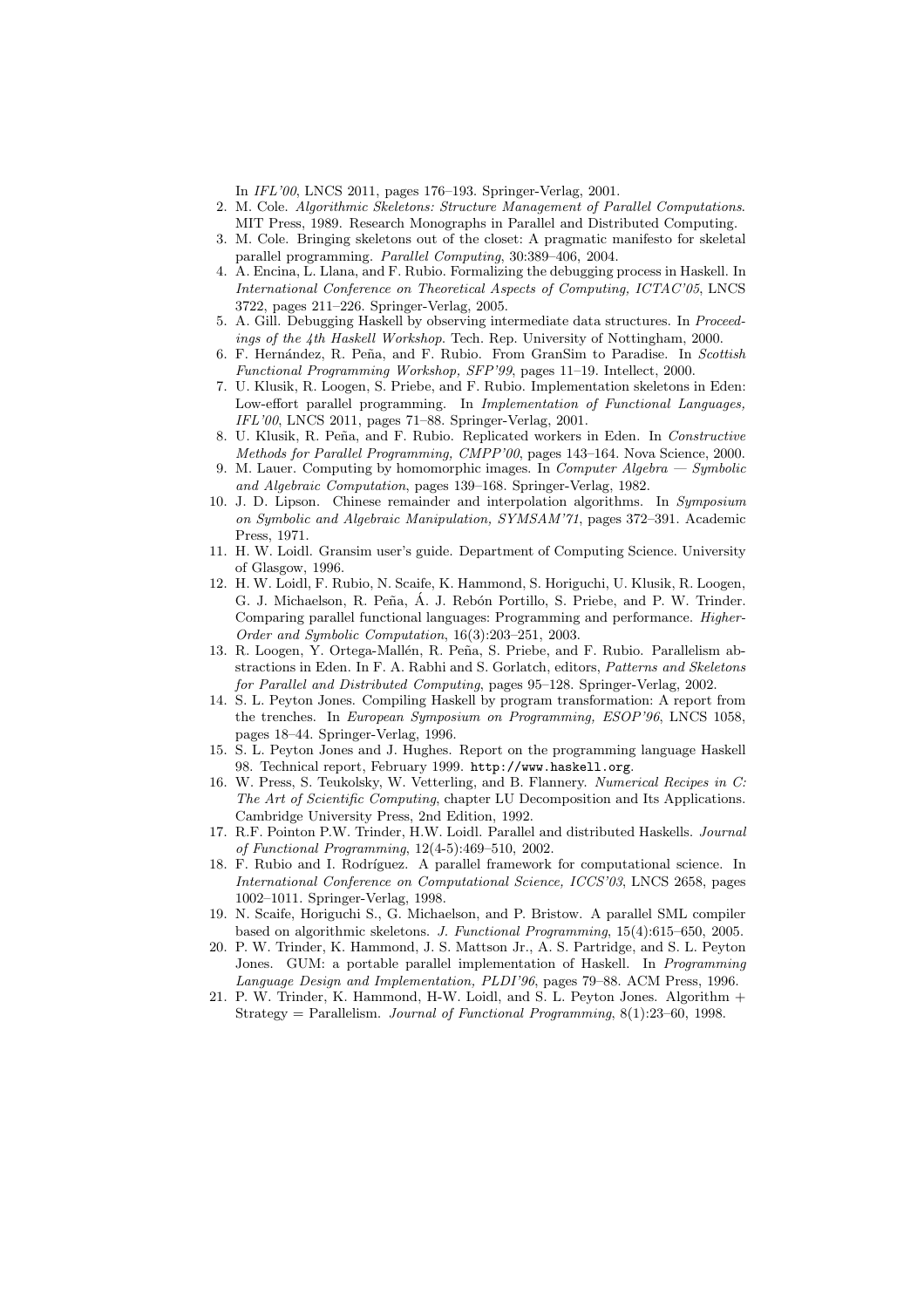In *IFL'00*, LNCS 2011, pages 176–193. Springer-Verlag, 2001.

2. M. Cole. *Algorithmic Skeletons: Structure Management of Parallel Computations*. MIT Press, 1989. Research Monographs in Parallel and Distributed Computing.
3. M. Cole. Bringing skeletons out of the closet: A pragmatic manifesto for skeletal parallel programming. *Parallel Computing*, 30:389–406, 2004.
4. A. Encina, L. Llana, and F. Rubio. Formalizing the debugging process in Haskell. In *International Conference on Theoretical Aspects of Computing, ICTAC'05*, LNCS 3722, pages 211–226. Springer-Verlag, 2005.
5. A. Gill. Debugging Haskell by observing intermediate data structures. In *Proceedings of the 4th Haskell Workshop*. Tech. Rep. University of Nottingham, 2000.
6. F. Hernández, R. Peña, and F. Rubio. From GranSim to Paradise. In *Scottish Functional Programming Workshop, SFP'99*, pages 11–19. Intellect, 2000.
7. U. Klusik, R. Loogen, S. Priebe, and F. Rubio. Implementation skeletons in Eden: Low-effort parallel programming. In *Implementation of Functional Languages, IFL'00*, LNCS 2011, pages 71–88. Springer-Verlag, 2001.
8. U. Klusik, R. Peña, and F. Rubio. Replicated workers in Eden. In *Constructive Methods for Parallel Programming, CMPP'00*, pages 143–164. Nova Science, 2000.
9. M. Lauer. Computing by homomorphic images. In *Computer Algebra — Symbolic and Algebraic Computation*, pages 139–168. Springer-Verlag, 1982.
10. J. D. Lipson. Chinese remainder and interpolation algorithms. In *Symposium on Symbolic and Algebraic Manipulation, SYMSAM'71*, pages 372–391. Academic Press, 1971.
11. H. W. Loidl. Gransim user's guide. Department of Computing Science. University of Glasgow, 1996.
12. H. W. Loidl, F. Rubio, N. Scaife, K. Hammond, S. Horiguchi, U. Klusik, R. Loogen, G. J. Michaelson, R. Peña, Á. J. Rebón Portillo, S. Priebe, and P. W. Trinder. Comparing parallel functional languages: Programming and performance. *Higher-Order and Symbolic Computation*, 16(3):203–251, 2003.
13. R. Loogen, Y. Ortega-Mallén, R. Peña, S. Priebe, and F. Rubio. Parallelism abstractions in Eden. In F. A. Rabhi and S. Gorlatch, editors, *Patterns and Skeletons for Parallel and Distributed Computing*, pages 95–128. Springer-Verlag, 2002.
14. S. L. Peyton Jones. Compiling Haskell by program transformation: A report from the trenches. In *European Symposium on Programming, ESOP'96*, LNCS 1058, pages 18–44. Springer-Verlag, 1996.
15. S. L. Peyton Jones and J. Hughes. Report on the programming language Haskell 98. Technical report, February 1999. `http://www.haskell.org`.
16. W. Press, S. Teukolsky, W. Vetterling, and B. Flannery. *Numerical Recipes in C: The Art of Scientific Computing*, chapter LU Decomposition and Its Applications. Cambridge University Press, 2nd Edition, 1992.
17. R.F. Pointon P.W. Trinder, H.W. Loidl. Parallel and distributed Haskells. *Journal of Functional Programming*, 12(4-5):469–510, 2002.
18. F. Rubio and I. Rodríguez. A parallel framework for computational science. In *International Conference on Computational Science, ICCS'03*, LNCS 2658, pages 1002–1011. Springer-Verlag, 1998.
19. N. Scaife, Horiguchi S., G. Michaelson, and P. Bristow. A parallel SML compiler based on algorithmic skeletons. *J. Functional Programming*, 15(4):615–650, 2005.
20. P. W. Trinder, K. Hammond, J. S. Mattson Jr., A. S. Partridge, and S. L. Peyton Jones. GUM: a portable parallel implementation of Haskell. In *Programming Language Design and Implementation, PLDI'96*, pages 79–88. ACM Press, 1996.
21. P. W. Trinder, K. Hammond, H-W. Loidl, and S. L. Peyton Jones. Algorithm + Strategy = Parallelism. *Journal of Functional Programming*, 8(1):23–60, 1998.